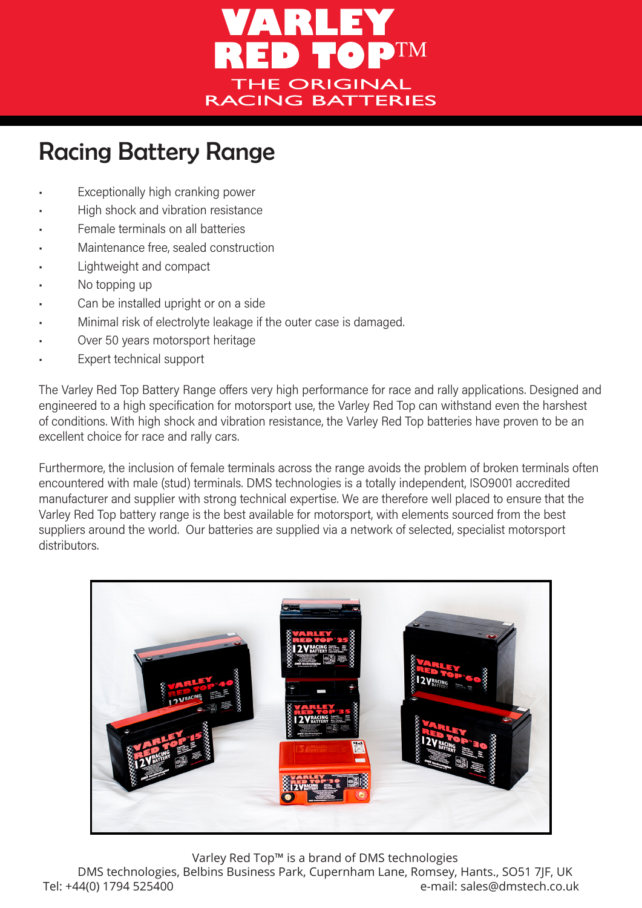# VARLEY RED TOP™

THE ORIGINAL RACING BATTERIES

## Racing Battery Range

- Exceptionally high cranking power
- High shock and vibration resistance
- Female terminals on all batteries
- Maintenance free, sealed construction
- Lightweight and compact
- No topping up
- Can be installed upright or on a side
- Minimal risk of electrolyte leakage if the outer case is damaged.
- Over 50 years motorsport heritage
- Expert technical support

The Varley Red Top Battery Range offers very high performance for race and rally applications. Designed and engineered to a high specification for motorsport use, the Varley Red Top can withstand even the harshest of conditions. With high shock and vibration resistance, the Varley Red Top batteries have proven to be an excellent choice for race and rally cars.

Furthermore, the inclusion of female terminals across the range avoids the problem of broken terminals often encountered with male (stud) terminals. DMS technologies is a totally independent, ISO9001 accredited manufacturer and supplier with strong technical expertise. We are therefore well placed to ensure that the Varley Red Top battery range is the best available for motorsport, with elements sourced from the best suppliers around the world. Our batteries are supplied via a network of selected, specialist motorsport distributors.

Varley Red Top™ is a brand of DMS technologies

DMS technologies, Belbins Business Park, Cupernham Lane, Romsey, Hants., SO51 7JF, UK

Tel: +44(0) 1794 525400 e-mail: sales@dmstech.co.uk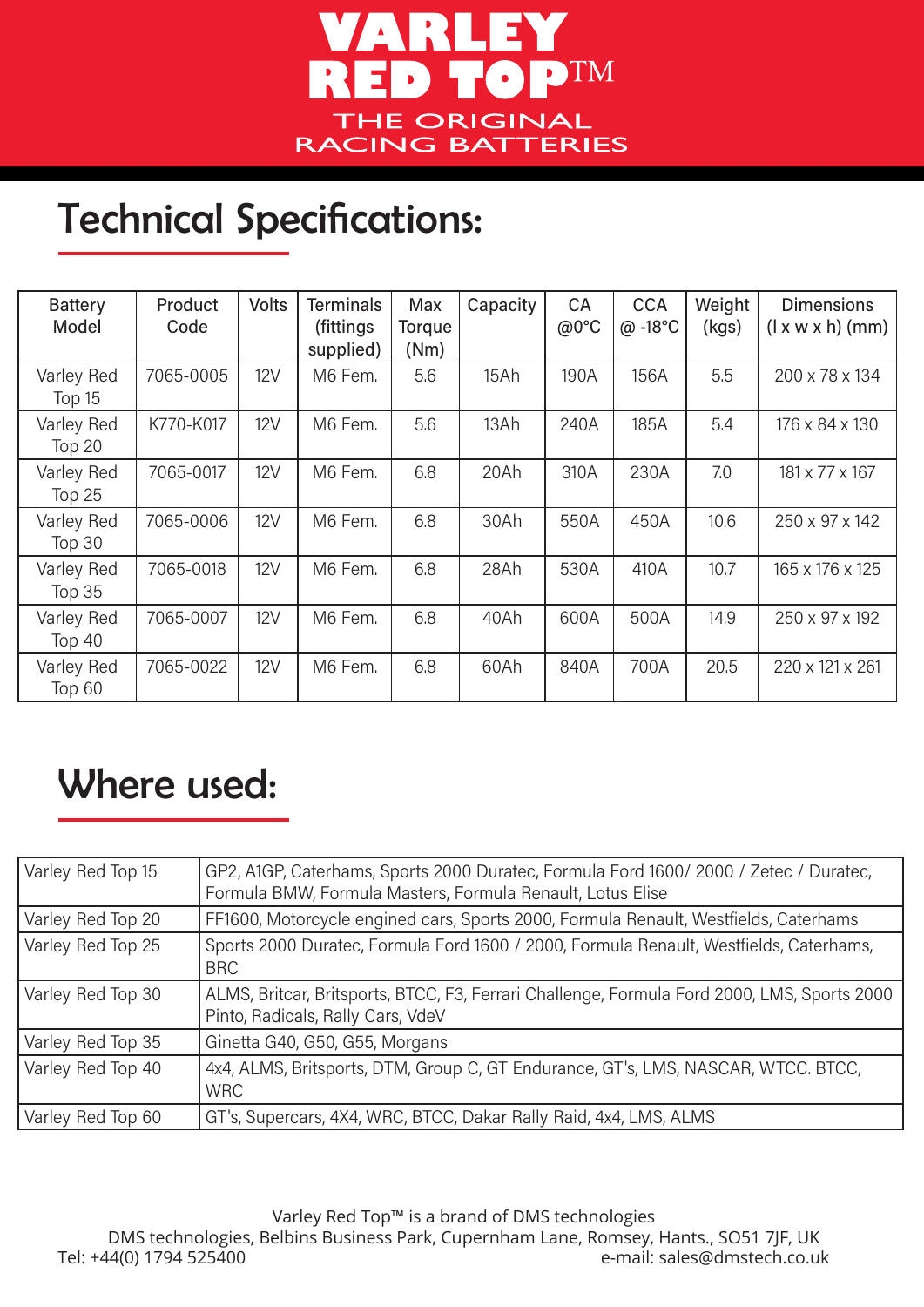# VARLEY RED TOP™

THE ORIGINAL RACING BATTERIES

## Technical Specifications:

| Battery Model | Product Code | Volts | Terminals (fittings supplied) | Max Torque (Nm) | Capacity | CA @0°C | CCA @ -18°C | Weight (kgs) | Dimensions (l x w x h) (mm) |
|---|---|---|---|---|---|---|---|---|---|
| Varley Red Top 15 | 7065-0005 | 12V | M6 Fem. | 5.6 | 15Ah | 190A | 156A | 5.5 | 200 x 78 x 134 |
| Varley Red Top 20 | K770-K017 | 12V | M6 Fem. | 5.6 | 13Ah | 240A | 185A | 5.4 | 176 x 84 x 130 |
| Varley Red Top 25 | 7065-0017 | 12V | M6 Fem. | 6.8 | 20Ah | 310A | 230A | 7.0 | 181 x 77 x 167 |
| Varley Red Top 30 | 7065-0006 | 12V | M6 Fem. | 6.8 | 30Ah | 550A | 450A | 10.6 | 250 x 97 x 142 |
| Varley Red Top 35 | 7065-0018 | 12V | M6 Fem. | 6.8 | 28Ah | 530A | 410A | 10.7 | 165 x 176 x 125 |
| Varley Red Top 40 | 7065-0007 | 12V | M6 Fem. | 6.8 | 40Ah | 600A | 500A | 14.9 | 250 x 97 x 192 |
| Varley Red Top 60 | 7065-0022 | 12V | M6 Fem. | 6.8 | 60Ah | 840A | 700A | 20.5 | 220 x 121 x 261 |

## Where used:

| | |
|---|---|
| Varley Red Top 15 | GP2, A1GP, Caterhams, Sports 2000 Duratec, Formula Ford 1600/ 2000 / Zetec / Duratec, Formula BMW, Formula Masters, Formula Renault, Lotus Elise |
| Varley Red Top 20 | FF1600, Motorcycle engined cars, Sports 2000, Formula Renault, Westfields, Caterhams |
| Varley Red Top 25 | Sports 2000 Duratec, Formula Ford 1600 / 2000, Formula Renault, Westfields, Caterhams, BRC |
| Varley Red Top 30 | ALMS, Britcar, Britsports, BTCC, F3, Ferrari Challenge, Formula Ford 2000, LMS, Sports 2000 Pinto, Radicals, Rally Cars, VdeV |
| Varley Red Top 35 | Ginetta G40, G50, G55, Morgans |
| Varley Red Top 40 | 4x4, ALMS, Britsports, DTM, Group C, GT Endurance, GT's, LMS, NASCAR, WTCC. BTCC, WRC |
| Varley Red Top 60 | GT's, Supercars, 4X4, WRC, BTCC, Dakar Rally Raid, 4x4, LMS, ALMS |

Varley Red Top™ is a brand of DMS technologies

DMS technologies, Belbins Business Park, Cupernham Lane, Romsey, Hants., SO51 7JF, UK

Tel: +44(0) 1794 525400 e-mail: sales@dmstech.co.uk